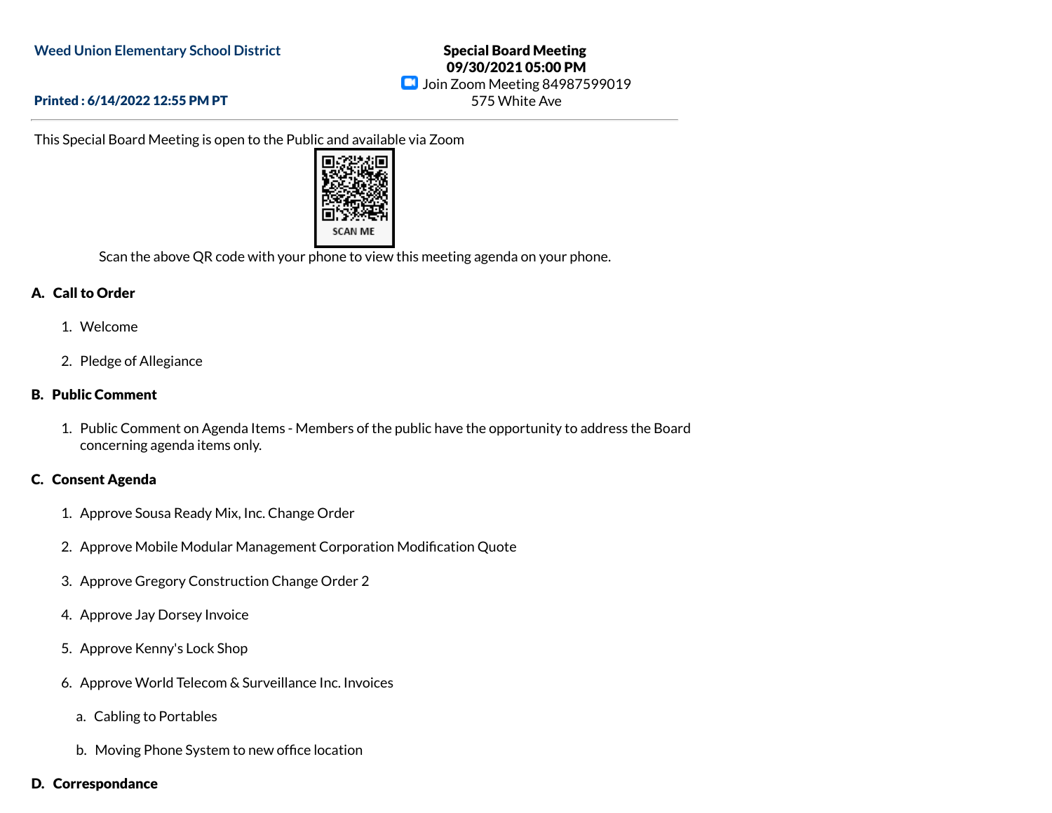**Weed Union Elementary School District**

**Printed : 6/14/2022 12:55 PM PT**

**Special Board Meeting**
**09/30/2021 05:00 PM**
Join Zoom Meeting 84987599019
575 White Ave

---

This Special Board Meeting is open to the Public and available via Zoom

SCAN ME

Scan the above QR code with your phone to view this meeting agenda on your phone.

## A. Call to Order

1. Welcome
2. Pledge of Allegiance

## B. Public Comment

1. Public Comment on Agenda Items - Members of the public have the opportunity to address the Board concerning agenda items only.

## C. Consent Agenda

1. Approve Sousa Ready Mix, Inc. Change Order
2. Approve Mobile Modular Management Corporation Modification Quote
3. Approve Gregory Construction Change Order 2
4. Approve Jay Dorsey Invoice
5. Approve Kenny's Lock Shop
6. Approve World Telecom & Surveillance Inc. Invoices
   a. Cabling to Portables
   b. Moving Phone System to new office location

## D. Correspondance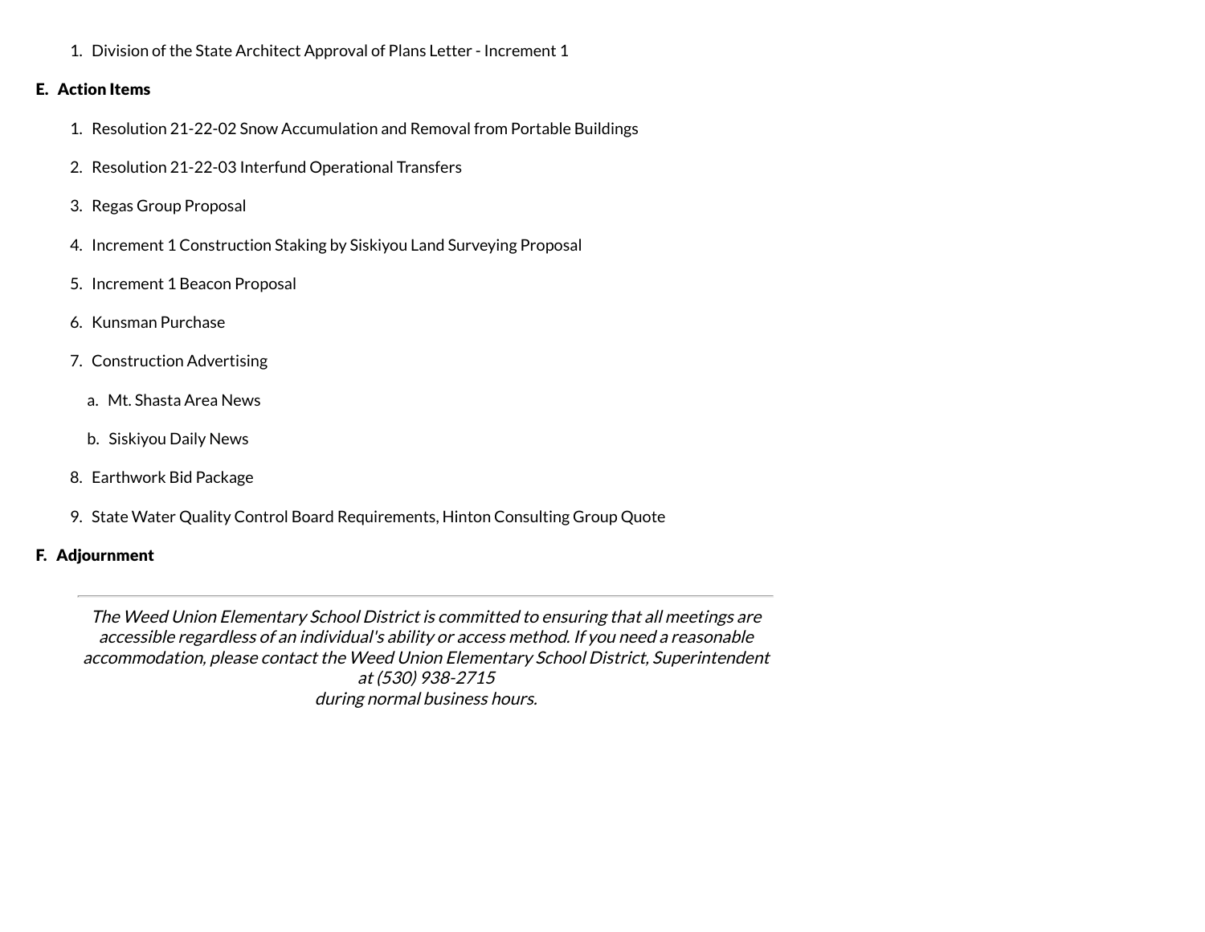1. Division of the State Architect Approval of Plans Letter - Increment 1

**E. Action Items**

1. Resolution 21-22-02 Snow Accumulation and Removal from Portable Buildings
2. Resolution 21-22-03 Interfund Operational Transfers
3. Regas Group Proposal
4. Increment 1 Construction Staking by Siskiyou Land Surveying Proposal
5. Increment 1 Beacon Proposal
6. Kunsman Purchase
7. Construction Advertising
   a. Mt. Shasta Area News
   b. Siskiyou Daily News
8. Earthwork Bid Package
9. State Water Quality Control Board Requirements, Hinton Consulting Group Quote

**F. Adjournment**

---

*The Weed Union Elementary School District is committed to ensuring that all meetings are accessible regardless of an individual's ability or access method. If you need a reasonable accommodation, please contact the Weed Union Elementary School District, Superintendent at (530) 938-2715 during normal business hours.*